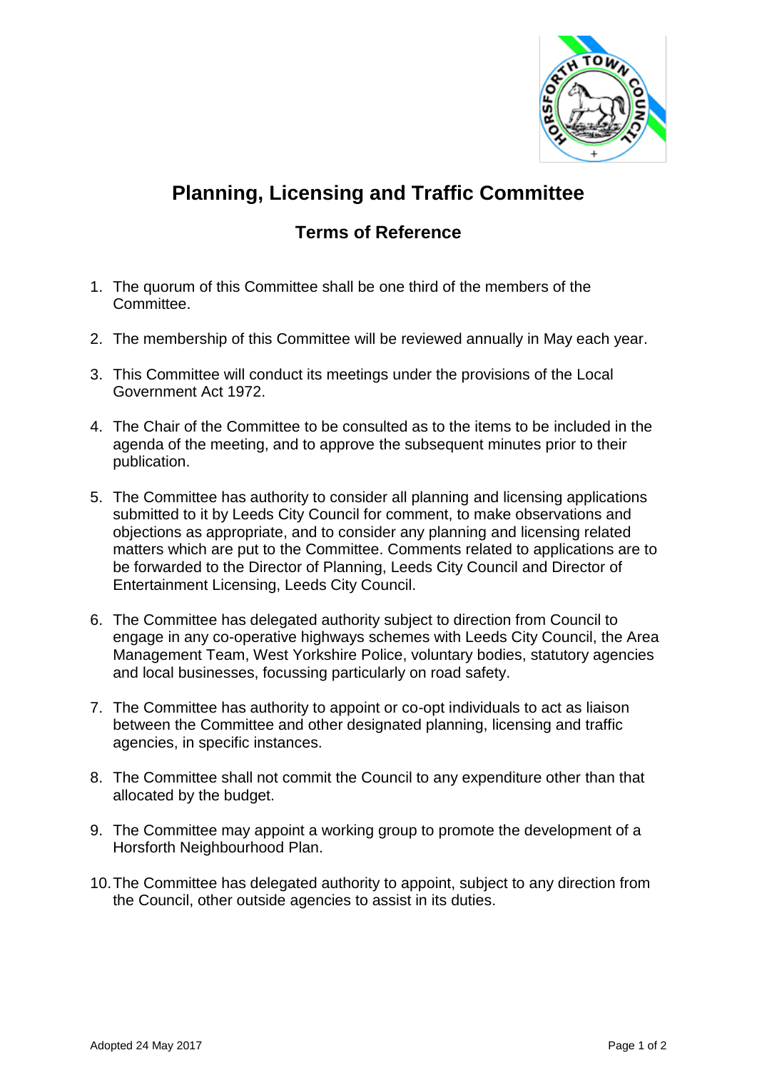# Planning, Licensing and Traffic Committee

## Terms of Reference

1. The quorum of this Committee shall be one third of the members of the Committee.

2. The membership of this Committee will be reviewed annually in May each year.

3. This Committee will conduct its meetings under the provisions of the Local Government Act 1972.

4. The Chair of the Committee to be consulted as to the items to be included in the agenda of the meeting, and to approve the subsequent minutes prior to their publication.

5. The Committee has authority to consider all planning and licensing applications submitted to it by Leeds City Council for comment, to make observations and objections as appropriate, and to consider any planning and licensing related matters which are put to the Committee. Comments related to applications are to be forwarded to the Director of Planning, Leeds City Council and Director of Entertainment Licensing, Leeds City Council.

6. The Committee has delegated authority subject to direction from Council to engage in any co-operative highways schemes with Leeds City Council, the Area Management Team, West Yorkshire Police, voluntary bodies, statutory agencies and local businesses, focussing particularly on road safety.

7. The Committee has authority to appoint or co-opt individuals to act as liaison between the Committee and other designated planning, licensing and traffic agencies, in specific instances.

8. The Committee shall not commit the Council to any expenditure other than that allocated by the budget.

9. The Committee may appoint a working group to promote the development of a Horsforth Neighbourhood Plan.

10. The Committee has delegated authority to appoint, subject to any direction from the Council, other outside agencies to assist in its duties.

Adopted 24 May 2017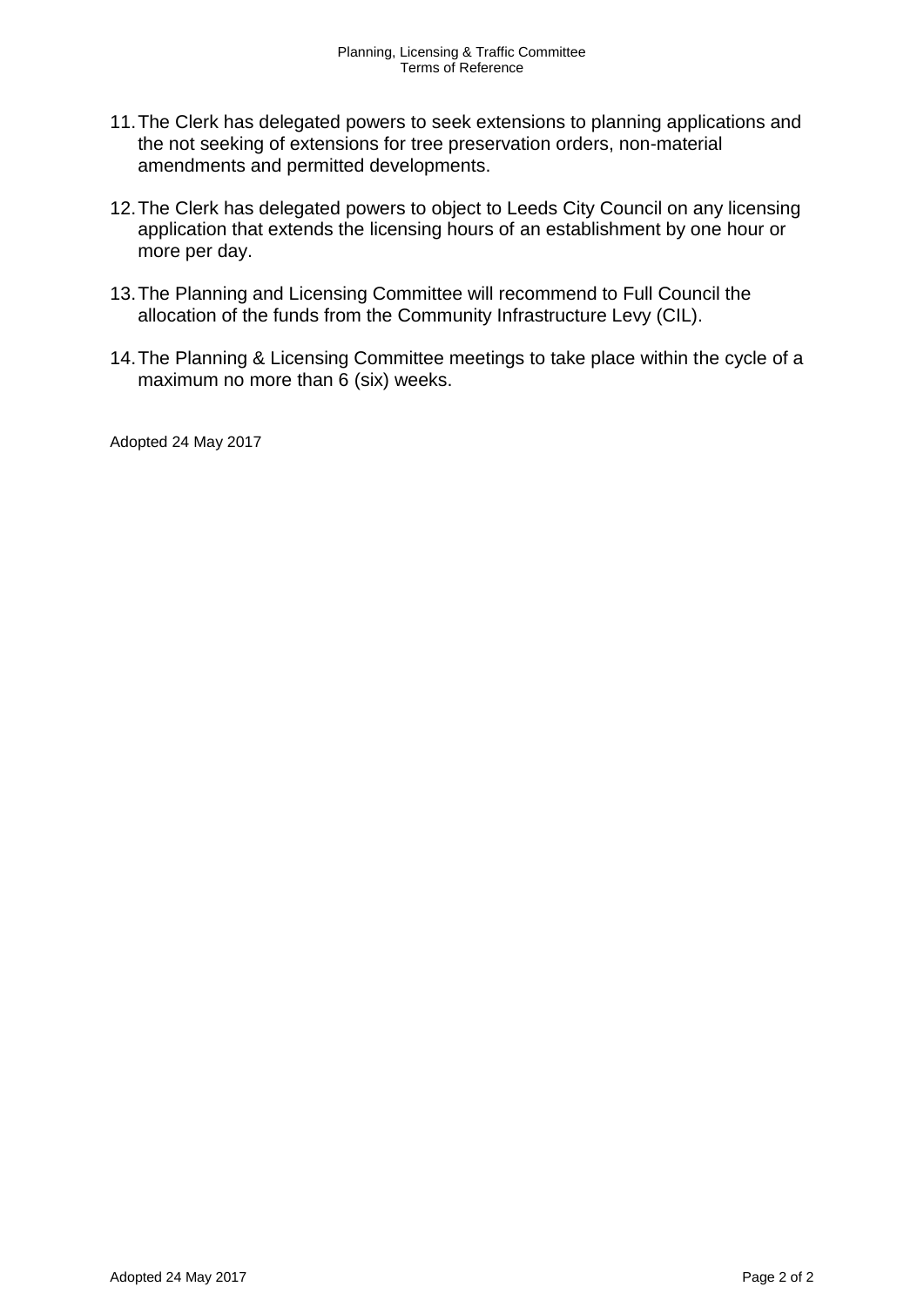11. The Clerk has delegated powers to seek extensions to planning applications and the not seeking of extensions for tree preservation orders, non-material amendments and permitted developments.

12. The Clerk has delegated powers to object to Leeds City Council on any licensing application that extends the licensing hours of an establishment by one hour or more per day.

13. The Planning and Licensing Committee will recommend to Full Council the allocation of the funds from the Community Infrastructure Levy (CIL).

14. The Planning & Licensing Committee meetings to take place within the cycle of a maximum no more than 6 (six) weeks.

Adopted 24 May 2017